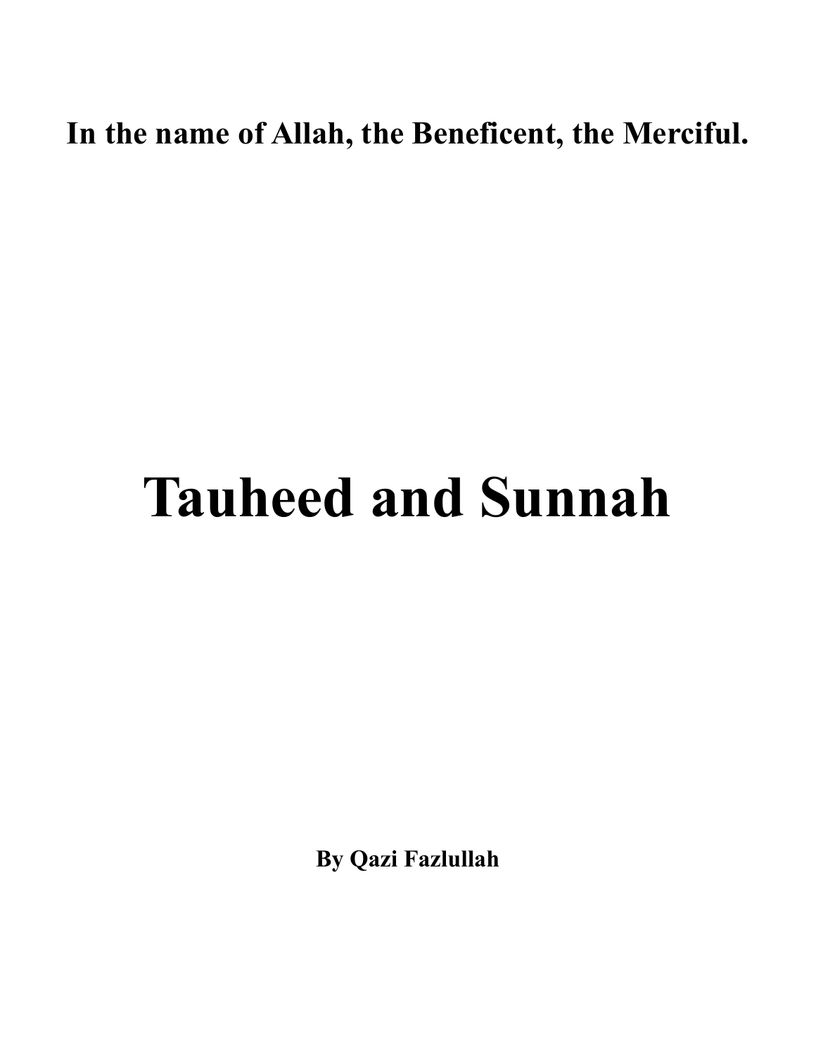**In the name of Allah, the Beneficent, the Merciful.**

# Tauheed and Sunnah

**By Qazi Fazlullah**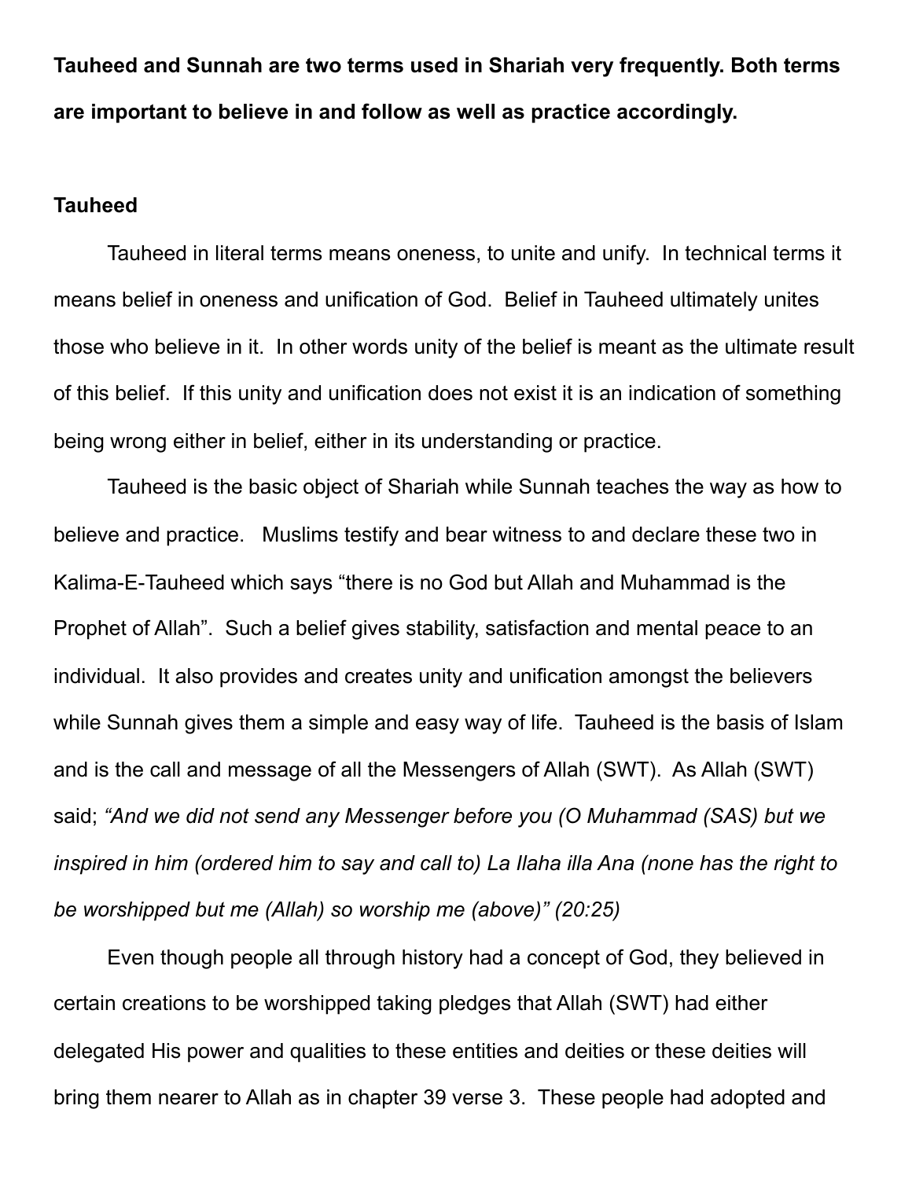**Tauheed and Sunnah are two terms used in Shariah very frequently. Both terms are important to believe in and follow as well as practice accordingly.**

**Tauheed**

Tauheed in literal terms means oneness, to unite and unify. In technical terms it means belief in oneness and unification of God. Belief in Tauheed ultimately unites those who believe in it. In other words unity of the belief is meant as the ultimate result of this belief. If this unity and unification does not exist it is an indication of something being wrong either in belief, either in its understanding or practice.

Tauheed is the basic object of Shariah while Sunnah teaches the way as how to believe and practice. Muslims testify and bear witness to and declare these two in Kalima-E-Tauheed which says “there is no God but Allah and Muhammad is the Prophet of Allah”. Such a belief gives stability, satisfaction and mental peace to an individual. It also provides and creates unity and unification amongst the believers while Sunnah gives them a simple and easy way of life. Tauheed is the basis of Islam and is the call and message of all the Messengers of Allah (SWT). As Allah (SWT) said; *“And we did not send any Messenger before you (O Muhammad (SAS) but we inspired in him (ordered him to say and call to) La Ilaha illa Ana (none has the right to be worshipped but me (Allah) so worship me (above)” (20:25)*

Even though people all through history had a concept of God, they believed in certain creations to be worshipped taking pledges that Allah (SWT) had either delegated His power and qualities to these entities and deities or these deities will bring them nearer to Allah as in chapter 39 verse 3. These people had adopted and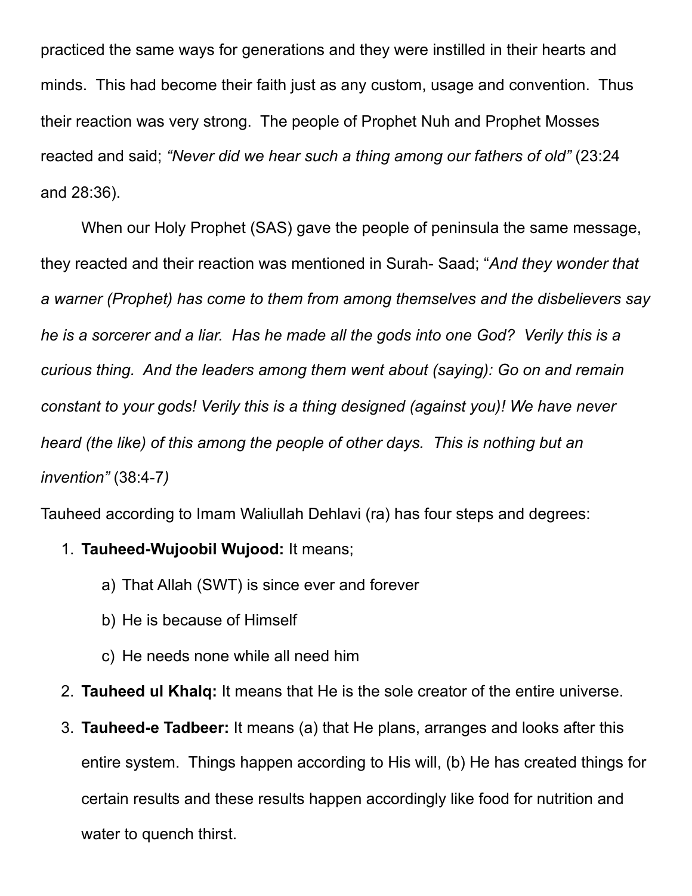practiced the same ways for generations and they were instilled in their hearts and minds. This had become their faith just as any custom, usage and convention. Thus their reaction was very strong. The people of Prophet Nuh and Prophet Mosses reacted and said; *"Never did we hear such a thing among our fathers of old"* (23:24 and 28:36).

When our Holy Prophet (SAS) gave the people of peninsula the same message, they reacted and their reaction was mentioned in Surah- Saad; "*And they wonder that a warner (Prophet) has come to them from among themselves and the disbelievers say he is a sorcerer and a liar. Has he made all the gods into one God? Verily this is a curious thing. And the leaders among them went about (saying): Go on and remain constant to your gods! Verily this is a thing designed (against you)! We have never heard (the like) of this among the people of other days. This is nothing but an invention"* (38:4-7*)*

Tauheed according to Imam Waliullah Dehlavi (ra) has four steps and degrees:

1. **Tauheed-Wujoobil Wujood:** It means;
    a) That Allah (SWT) is since ever and forever
    b) He is because of Himself
    c) He needs none while all need him
2. **Tauheed ul Khalq:** It means that He is the sole creator of the entire universe.
3. **Tauheed-e Tadbeer:** It means (a) that He plans, arranges and looks after this entire system. Things happen according to His will, (b) He has created things for certain results and these results happen accordingly like food for nutrition and water to quench thirst.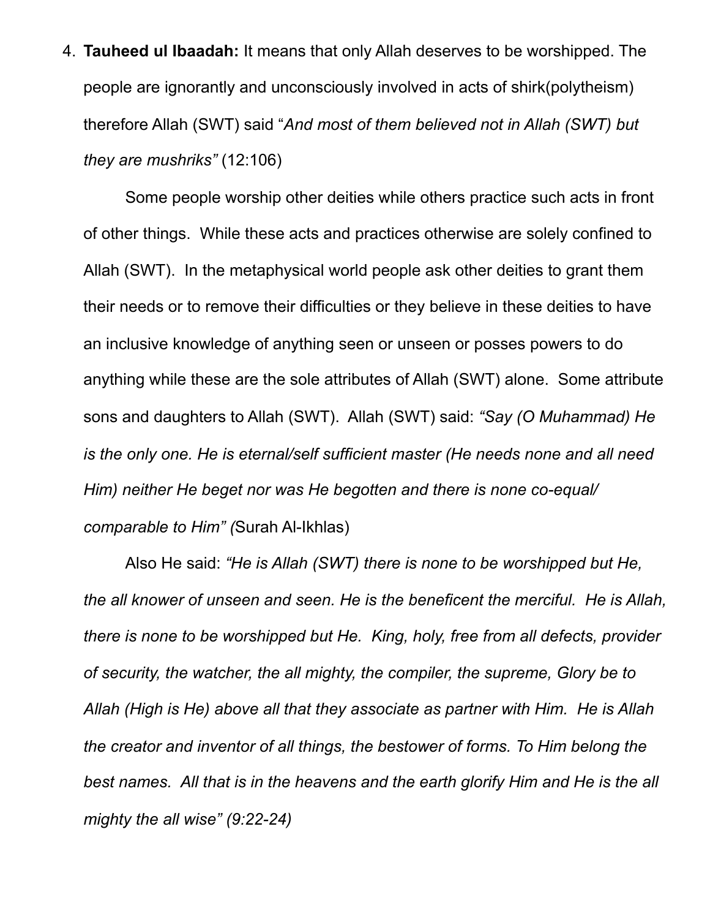4. **Tauheed ul Ibaadah:** It means that only Allah deserves to be worshipped. The people are ignorantly and unconsciously involved in acts of shirk(polytheism) therefore Allah (SWT) said "*And most of them believed not in Allah (SWT) but they are mushriks"* (12:106)

    Some people worship other deities while others practice such acts in front of other things. While these acts and practices otherwise are solely confined to Allah (SWT). In the metaphysical world people ask other deities to grant them their needs or to remove their difficulties or they believe in these deities to have an inclusive knowledge of anything seen or unseen or posses powers to do anything while these are the sole attributes of Allah (SWT) alone. Some attribute sons and daughters to Allah (SWT). Allah (SWT) said: *"Say (O Muhammad) He is the only one. He is eternal/self sufficient master (He needs none and all need Him) neither He beget nor was He begotten and there is none co-equal/ comparable to Him" (*Surah Al-Ikhlas)

    Also He said: *"He is Allah (SWT) there is none to be worshipped but He, the all knower of unseen and seen. He is the beneficent the merciful. He is Allah, there is none to be worshipped but He. King, holy, free from all defects, provider of security, the watcher, the all mighty, the compiler, the supreme, Glory be to Allah (High is He) above all that they associate as partner with Him. He is Allah the creator and inventor of all things, the bestower of forms. To Him belong the best names. All that is in the heavens and the earth glorify Him and He is the all mighty the all wise" (9:22-24)*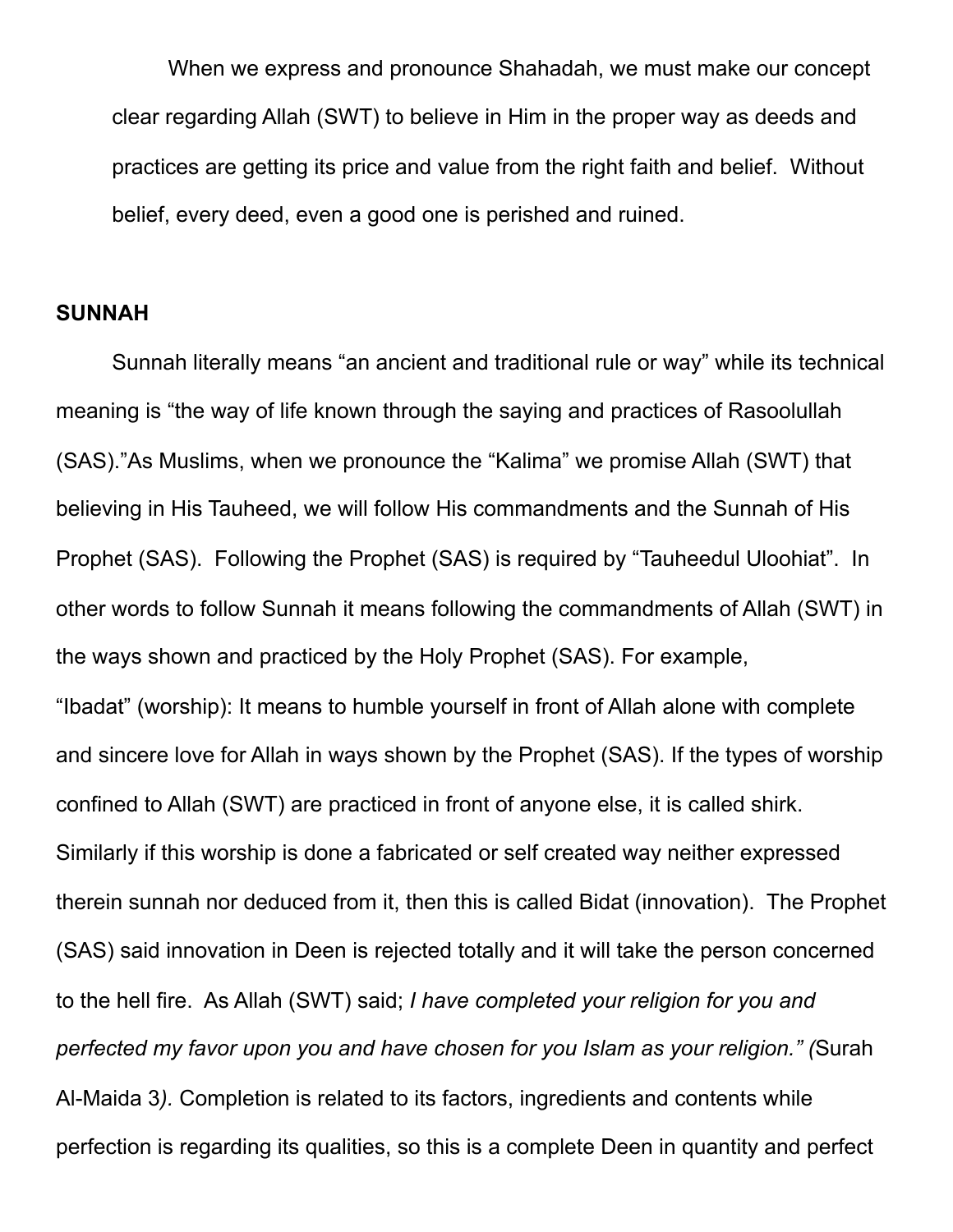When we express and pronounce Shahadah, we must make our concept clear regarding Allah (SWT) to believe in Him in the proper way as deeds and practices are getting its price and value from the right faith and belief. Without belief, every deed, even a good one is perished and ruined.

**SUNNAH**

Sunnah literally means "an ancient and traditional rule or way" while its technical meaning is "the way of life known through the saying and practices of Rasoolullah (SAS)."As Muslims, when we pronounce the "Kalima" we promise Allah (SWT) that believing in His Tauheed, we will follow His commandments and the Sunnah of His Prophet (SAS). Following the Prophet (SAS) is required by "Tauheedul Uloohiat". In other words to follow Sunnah it means following the commandments of Allah (SWT) in the ways shown and practiced by the Holy Prophet (SAS). For example,
"Ibadat" (worship): It means to humble yourself in front of Allah alone with complete and sincere love for Allah in ways shown by the Prophet (SAS). If the types of worship confined to Allah (SWT) are practiced in front of anyone else, it is called shirk. Similarly if this worship is done a fabricated or self created way neither expressed therein sunnah nor deduced from it, then this is called Bidat (innovation). The Prophet (SAS) said innovation in Deen is rejected totally and it will take the person concerned to the hell fire. As Allah (SWT) said; *I have completed your religion for you and perfected my favor upon you and have chosen for you Islam as your religion." (*Surah Al-Maida 3*).* Completion is related to its factors, ingredients and contents while perfection is regarding its qualities, so this is a complete Deen in quantity and perfect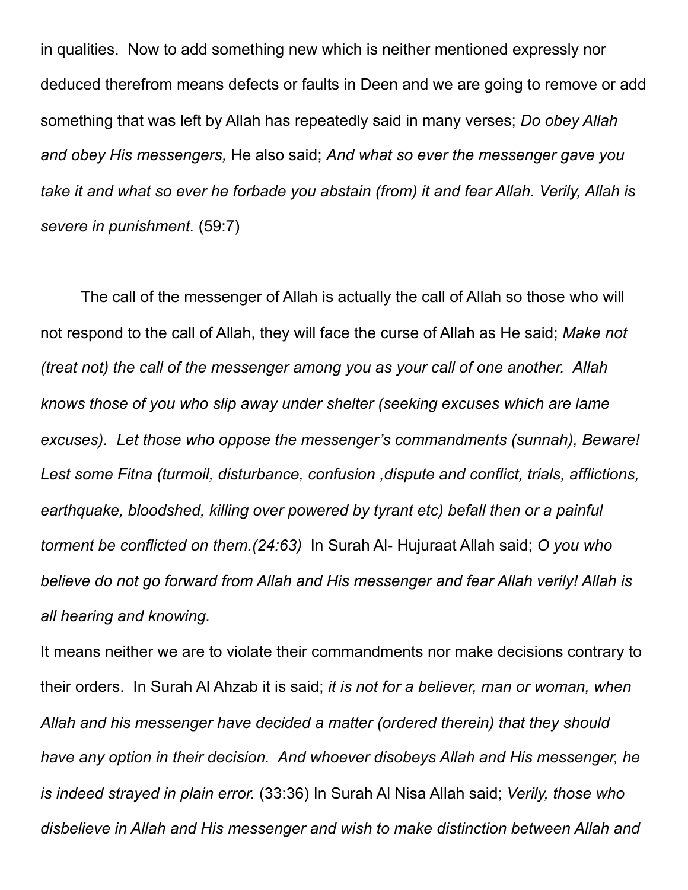in qualities. Now to add something new which is neither mentioned expressly nor deduced therefrom means defects or faults in Deen and we are going to remove or add something that was left by Allah has repeatedly said in many verses; *Do obey Allah and obey His messengers,* He also said; *And what so ever the messenger gave you take it and what so ever he forbade you abstain (from) it and fear Allah. Verily, Allah is severe in punishment.* (59:7)

The call of the messenger of Allah is actually the call of Allah so those who will not respond to the call of Allah, they will face the curse of Allah as He said; *Make not (treat not) the call of the messenger among you as your call of one another. Allah knows those of you who slip away under shelter (seeking excuses which are lame excuses). Let those who oppose the messenger's commandments (sunnah), Beware! Lest some Fitna (turmoil, disturbance, confusion ,dispute and conflict, trials, afflictions, earthquake, bloodshed, killing over powered by tyrant etc) befall then or a painful torment be conflicted on them.(24:63)* In Surah Al- Hujuraat Allah said; *O you who believe do not go forward from Allah and His messenger and fear Allah verily! Allah is all hearing and knowing.*

It means neither we are to violate their commandments nor make decisions contrary to their orders. In Surah Al Ahzab it is said; *it is not for a believer, man or woman, when Allah and his messenger have decided a matter (ordered therein) that they should have any option in their decision. And whoever disobeys Allah and His messenger, he is indeed strayed in plain error.* (33:36) In Surah Al Nisa Allah said; *Verily, those who disbelieve in Allah and His messenger and wish to make distinction between Allah and*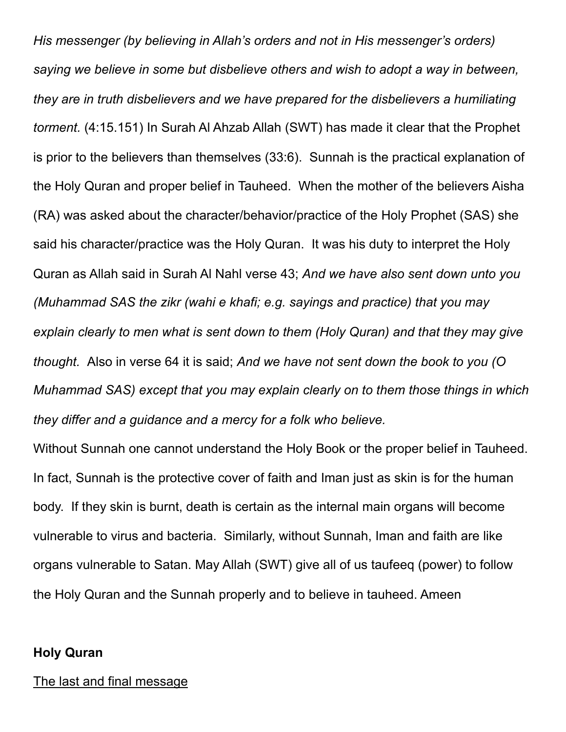*His messenger (by believing in Allah's orders and not in His messenger's orders) saying we believe in some but disbelieve others and wish to adopt a way in between, they are in truth disbelievers and we have prepared for the disbelievers a humiliating torment.* (4:15.151) In Surah Al Ahzab Allah (SWT) has made it clear that the Prophet is prior to the believers than themselves (33:6). Sunnah is the practical explanation of the Holy Quran and proper belief in Tauheed. When the mother of the believers Aisha (RA) was asked about the character/behavior/practice of the Holy Prophet (SAS) she said his character/practice was the Holy Quran. It was his duty to interpret the Holy Quran as Allah said in Surah Al Nahl verse 43; *And we have also sent down unto you (Muhammad SAS the zikr (wahi e khafi; e.g. sayings and practice) that you may explain clearly to men what is sent down to them (Holy Quran) and that they may give thought.* Also in verse 64 it is said; *And we have not sent down the book to you (O Muhammad SAS) except that you may explain clearly on to them those things in which they differ and a guidance and a mercy for a folk who believe.*

Without Sunnah one cannot understand the Holy Book or the proper belief in Tauheed. In fact, Sunnah is the protective cover of faith and Iman just as skin is for the human body. If they skin is burnt, death is certain as the internal main organs will become vulnerable to virus and bacteria. Similarly, without Sunnah, Iman and faith are like organs vulnerable to Satan. May Allah (SWT) give all of us taufeeq (power) to follow the Holy Quran and the Sunnah properly and to believe in tauheed. Ameen

**Holy Quran**

<u>The last and final message</u>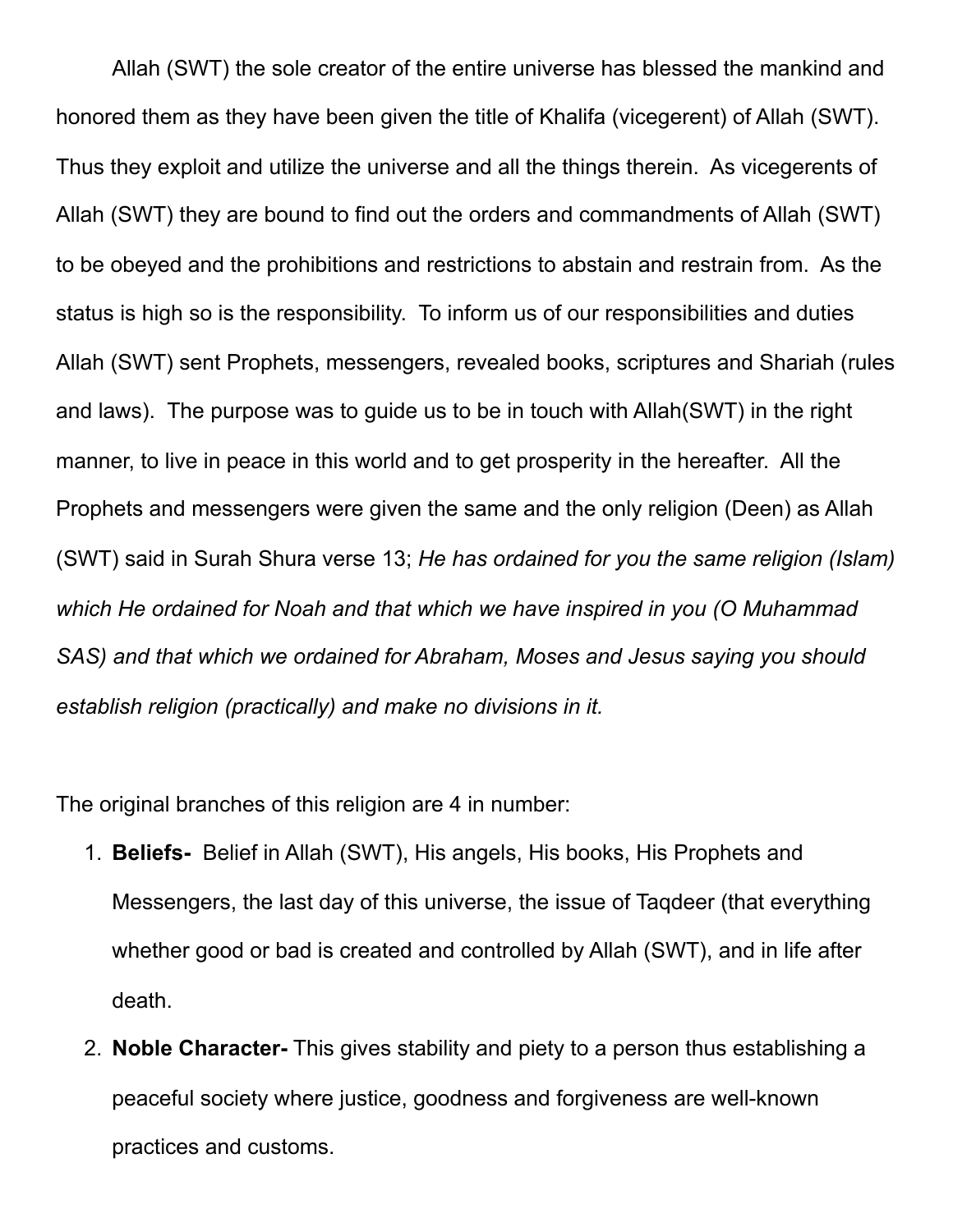Allah (SWT) the sole creator of the entire universe has blessed the mankind and honored them as they have been given the title of Khalifa (vicegerent) of Allah (SWT). Thus they exploit and utilize the universe and all the things therein. As vicegerents of Allah (SWT) they are bound to find out the orders and commandments of Allah (SWT) to be obeyed and the prohibitions and restrictions to abstain and restrain from. As the status is high so is the responsibility. To inform us of our responsibilities and duties Allah (SWT) sent Prophets, messengers, revealed books, scriptures and Shariah (rules and laws). The purpose was to guide us to be in touch with Allah(SWT) in the right manner, to live in peace in this world and to get prosperity in the hereafter. All the Prophets and messengers were given the same and the only religion (Deen) as Allah (SWT) said in Surah Shura verse 13; *He has ordained for you the same religion (Islam) which He ordained for Noah and that which we have inspired in you (O Muhammad SAS) and that which we ordained for Abraham, Moses and Jesus saying you should establish religion (practically) and make no divisions in it.*

The original branches of this religion are 4 in number:

1. **Beliefs-** Belief in Allah (SWT), His angels, His books, His Prophets and Messengers, the last day of this universe, the issue of Taqdeer (that everything whether good or bad is created and controlled by Allah (SWT), and in life after death.
2. **Noble Character-** This gives stability and piety to a person thus establishing a peaceful society where justice, goodness and forgiveness are well-known practices and customs.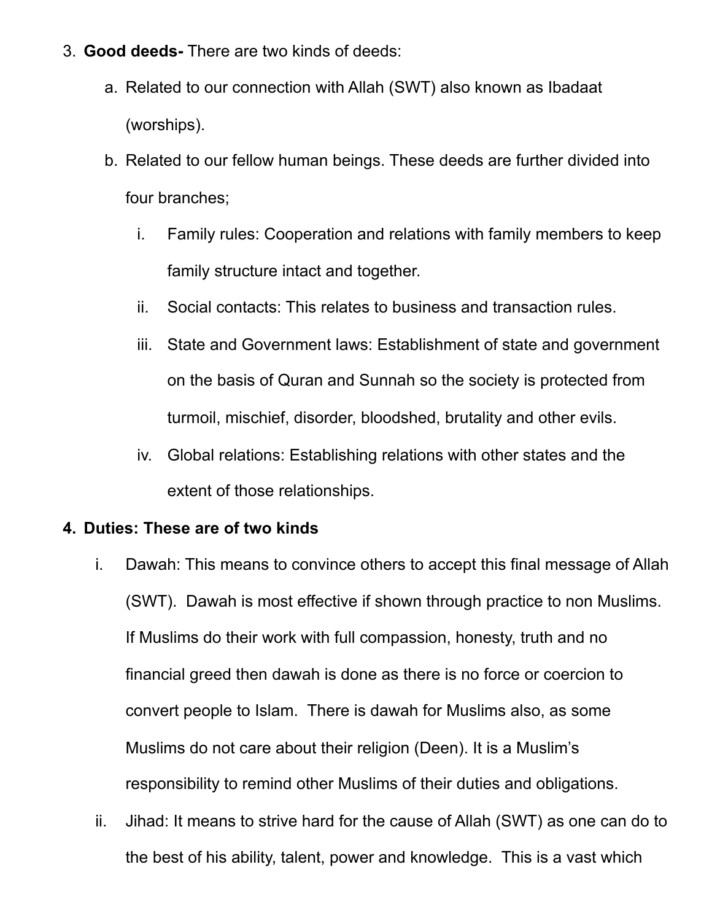3. **Good deeds-** There are two kinds of deeds:
    a. Related to our connection with Allah (SWT) also known as Ibadaat (worships).
    b. Related to our fellow human beings. These deeds are further divided into four branches;
        i. Family rules: Cooperation and relations with family members to keep family structure intact and together.
        ii. Social contacts: This relates to business and transaction rules.
        iii. State and Government laws: Establishment of state and government on the basis of Quran and Sunnah so the society is protected from turmoil, mischief, disorder, bloodshed, brutality and other evils.
        iv. Global relations: Establishing relations with other states and the extent of those relationships.

4. **Duties: These are of two kinds**
    i. Dawah: This means to convince others to accept this final message of Allah (SWT). Dawah is most effective if shown through practice to non Muslims. If Muslims do their work with full compassion, honesty, truth and no financial greed then dawah is done as there is no force or coercion to convert people to Islam. There is dawah for Muslims also, as some Muslims do not care about their religion (Deen). It is a Muslim's responsibility to remind other Muslims of their duties and obligations.
    ii. Jihad: It means to strive hard for the cause of Allah (SWT) as one can do to the best of his ability, talent, power and knowledge. This is a vast which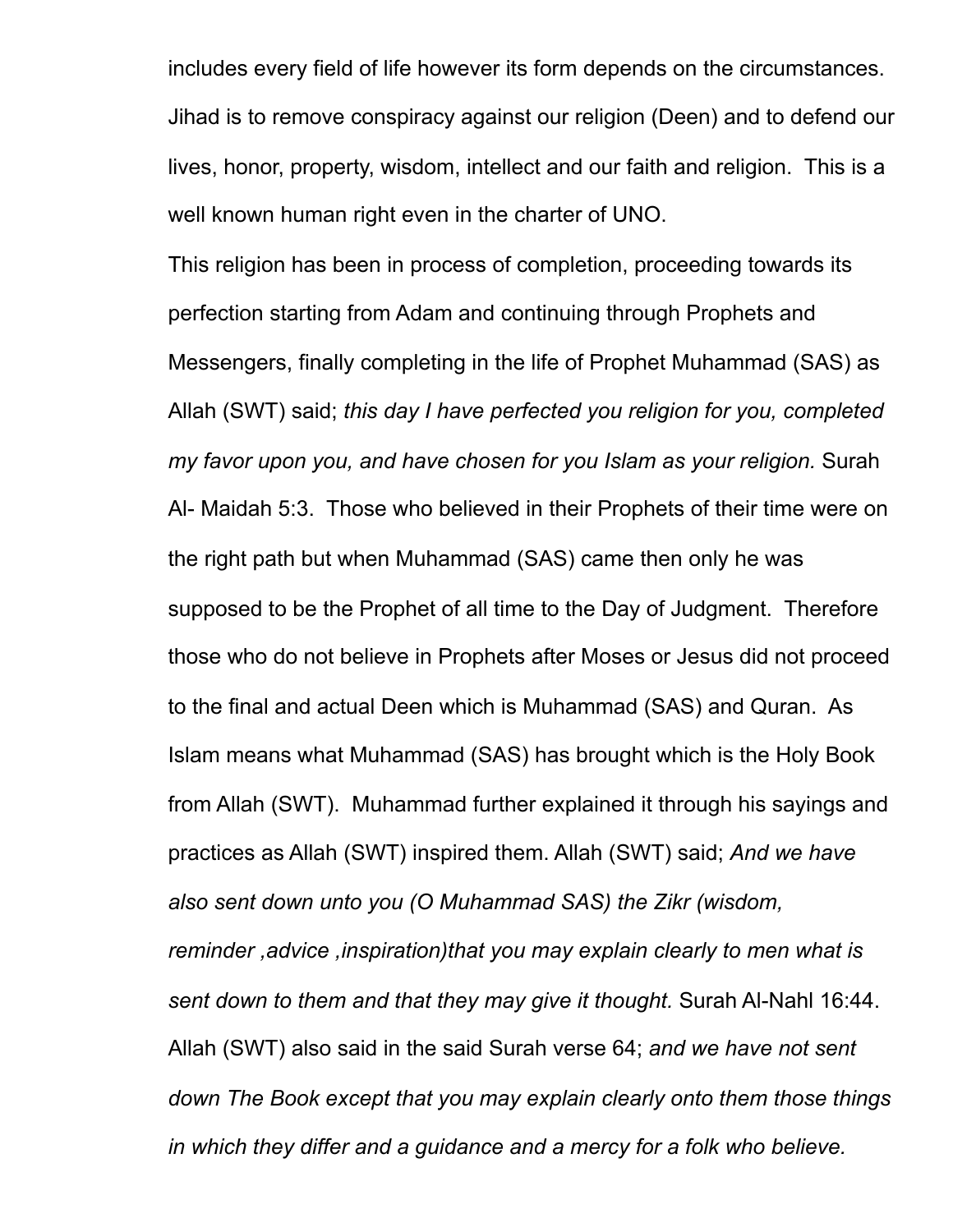includes every field of life however its form depends on the circumstances. Jihad is to remove conspiracy against our religion (Deen) and to defend our lives, honor, property, wisdom, intellect and our faith and religion. This is a well known human right even in the charter of UNO.

This religion has been in process of completion, proceeding towards its perfection starting from Adam and continuing through Prophets and Messengers, finally completing in the life of Prophet Muhammad (SAS) as Allah (SWT) said; *this day I have perfected you religion for you, completed my favor upon you, and have chosen for you Islam as your religion.* Surah Al- Maidah 5:3. Those who believed in their Prophets of their time were on the right path but when Muhammad (SAS) came then only he was supposed to be the Prophet of all time to the Day of Judgment. Therefore those who do not believe in Prophets after Moses or Jesus did not proceed to the final and actual Deen which is Muhammad (SAS) and Quran. As Islam means what Muhammad (SAS) has brought which is the Holy Book from Allah (SWT). Muhammad further explained it through his sayings and practices as Allah (SWT) inspired them. Allah (SWT) said; *And we have also sent down unto you (O Muhammad SAS) the Zikr (wisdom, reminder ,advice ,inspiration)that you may explain clearly to men what is sent down to them and that they may give it thought.* Surah Al-Nahl 16:44. Allah (SWT) also said in the said Surah verse 64; *and we have not sent down The Book except that you may explain clearly onto them those things in which they differ and a guidance and a mercy for a folk who believe.*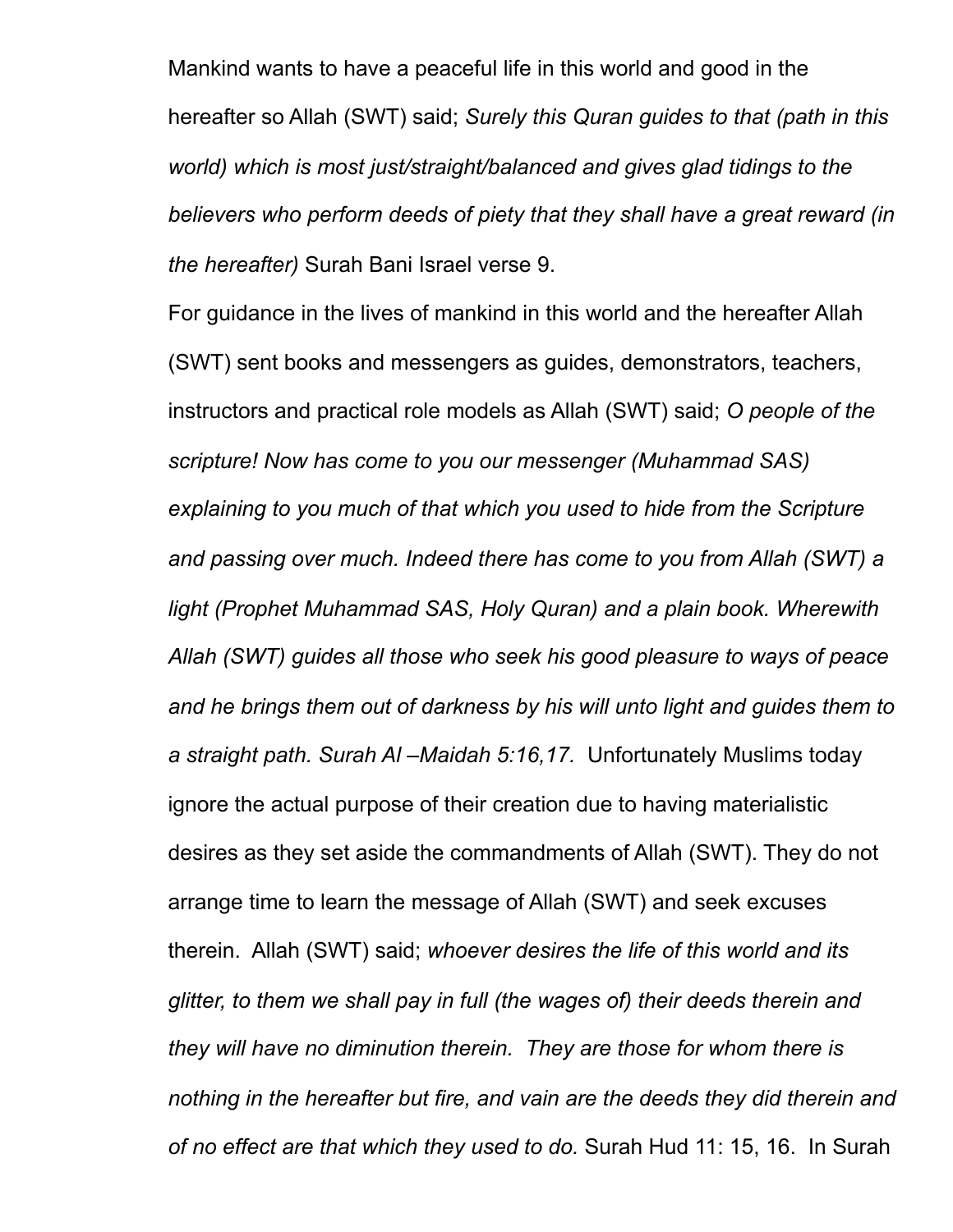Mankind wants to have a peaceful life in this world and good in the hereafter so Allah (SWT) said; *Surely this Quran guides to that (path in this world) which is most just/straight/balanced and gives glad tidings to the believers who perform deeds of piety that they shall have a great reward (in the hereafter)* Surah Bani Israel verse 9.

For guidance in the lives of mankind in this world and the hereafter Allah (SWT) sent books and messengers as guides, demonstrators, teachers, instructors and practical role models as Allah (SWT) said; *O people of the scripture! Now has come to you our messenger (Muhammad SAS) explaining to you much of that which you used to hide from the Scripture and passing over much. Indeed there has come to you from Allah (SWT) a light (Prophet Muhammad SAS, Holy Quran) and a plain book. Wherewith Allah (SWT) guides all those who seek his good pleasure to ways of peace and he brings them out of darkness by his will unto light and guides them to a straight path. Surah Al –Maidah 5:16,17.* Unfortunately Muslims today ignore the actual purpose of their creation due to having materialistic desires as they set aside the commandments of Allah (SWT). They do not arrange time to learn the message of Allah (SWT) and seek excuses therein. Allah (SWT) said; *whoever desires the life of this world and its glitter, to them we shall pay in full (the wages of) their deeds therein and they will have no diminution therein. They are those for whom there is nothing in the hereafter but fire, and vain are the deeds they did therein and of no effect are that which they used to do.* Surah Hud 11: 15, 16. In Surah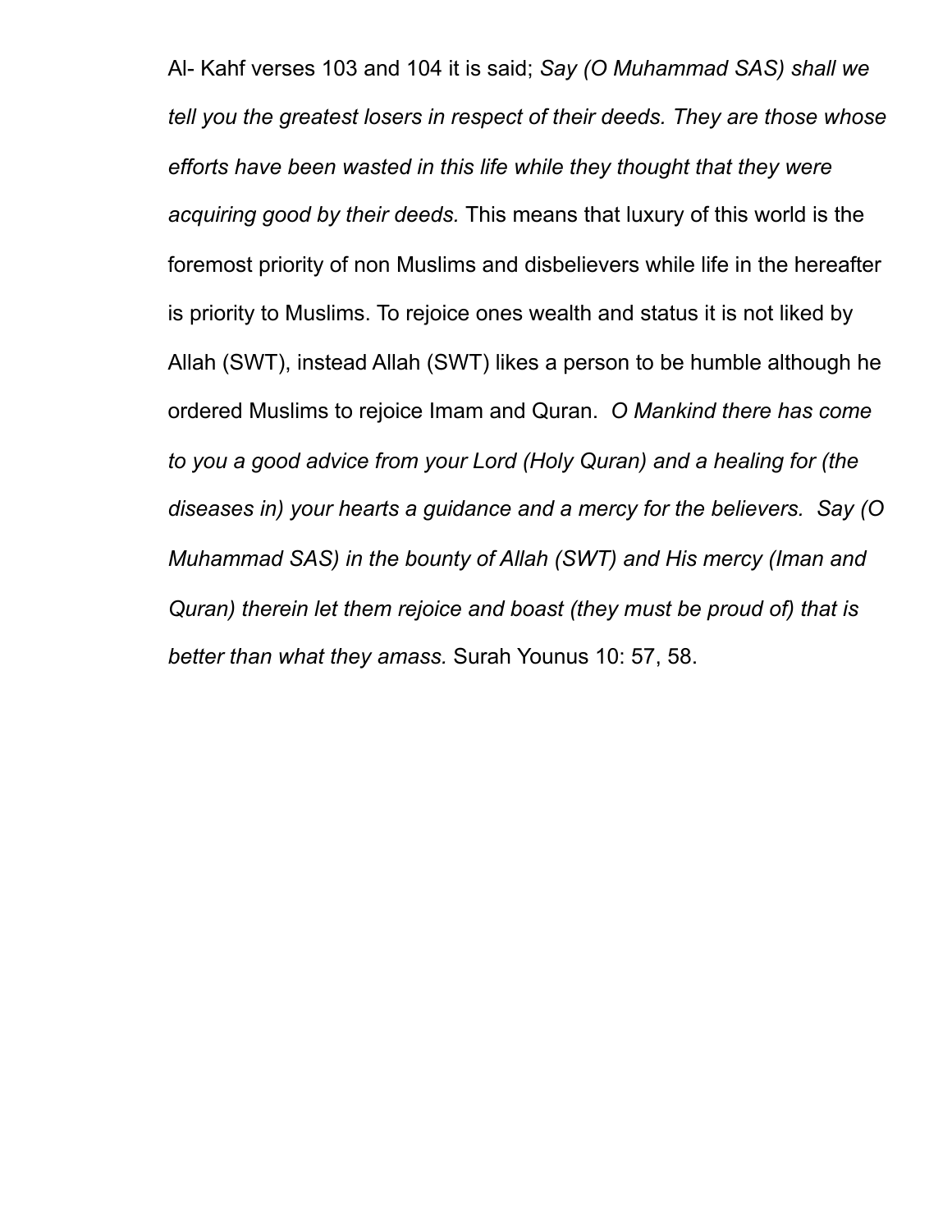Al- Kahf verses 103 and 104 it is said; *Say (O Muhammad SAS) shall we tell you the greatest losers in respect of their deeds. They are those whose efforts have been wasted in this life while they thought that they were acquiring good by their deeds.* This means that luxury of this world is the foremost priority of non Muslims and disbelievers while life in the hereafter is priority to Muslims. To rejoice ones wealth and status it is not liked by Allah (SWT), instead Allah (SWT) likes a person to be humble although he ordered Muslims to rejoice Imam and Quran. *O Mankind there has come to you a good advice from your Lord (Holy Quran) and a healing for (the diseases in) your hearts a guidance and a mercy for the believers. Say (O Muhammad SAS) in the bounty of Allah (SWT) and His mercy (Iman and Quran) therein let them rejoice and boast (they must be proud of) that is better than what they amass.* Surah Younus 10: 57, 58.